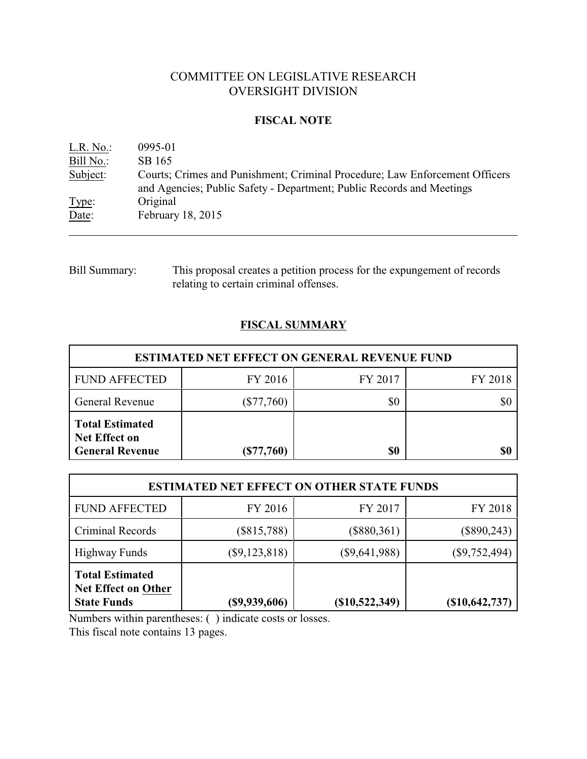# COMMITTEE ON LEGISLATIVE RESEARCH
# OVERSIGHT DIVISION

## FISCAL NOTE

L.R. No.: 0995-01
Bill No.: SB 165
Subject: Courts; Crimes and Punishment; Criminal Procedure; Law Enforcement Officers and Agencies; Public Safety - Department; Public Records and Meetings
Type: Original
Date: February 18, 2015

---

Bill Summary: This proposal creates a petition process for the expungement of records relating to certain criminal offenses.

## FISCAL SUMMARY

| ESTIMATED NET EFFECT ON GENERAL REVENUE FUND | | | |
|---|---|---|---|
| FUND AFFECTED | FY 2016 | FY 2017 | FY 2018 |
| General Revenue | ($77,760) | $0 | $0 |
| **Total Estimated Net Effect on General Revenue** | **($77,760)** | **$0** | **$0** |

| ESTIMATED NET EFFECT ON OTHER STATE FUNDS | | | |
|---|---|---|---|
| FUND AFFECTED | FY 2016 | FY 2017 | FY 2018 |
| Criminal Records | ($815,788) | ($880,361) | ($890,243) |
| Highway Funds | ($9,123,818) | ($9,641,988) | ($9,752,494) |
| **Total Estimated Net Effect on Other State Funds** | **($9,939,606)** | **($10,522,349)** | **($10,642,737)** |

Numbers within parentheses: ( ) indicate costs or losses.
This fiscal note contains 13 pages.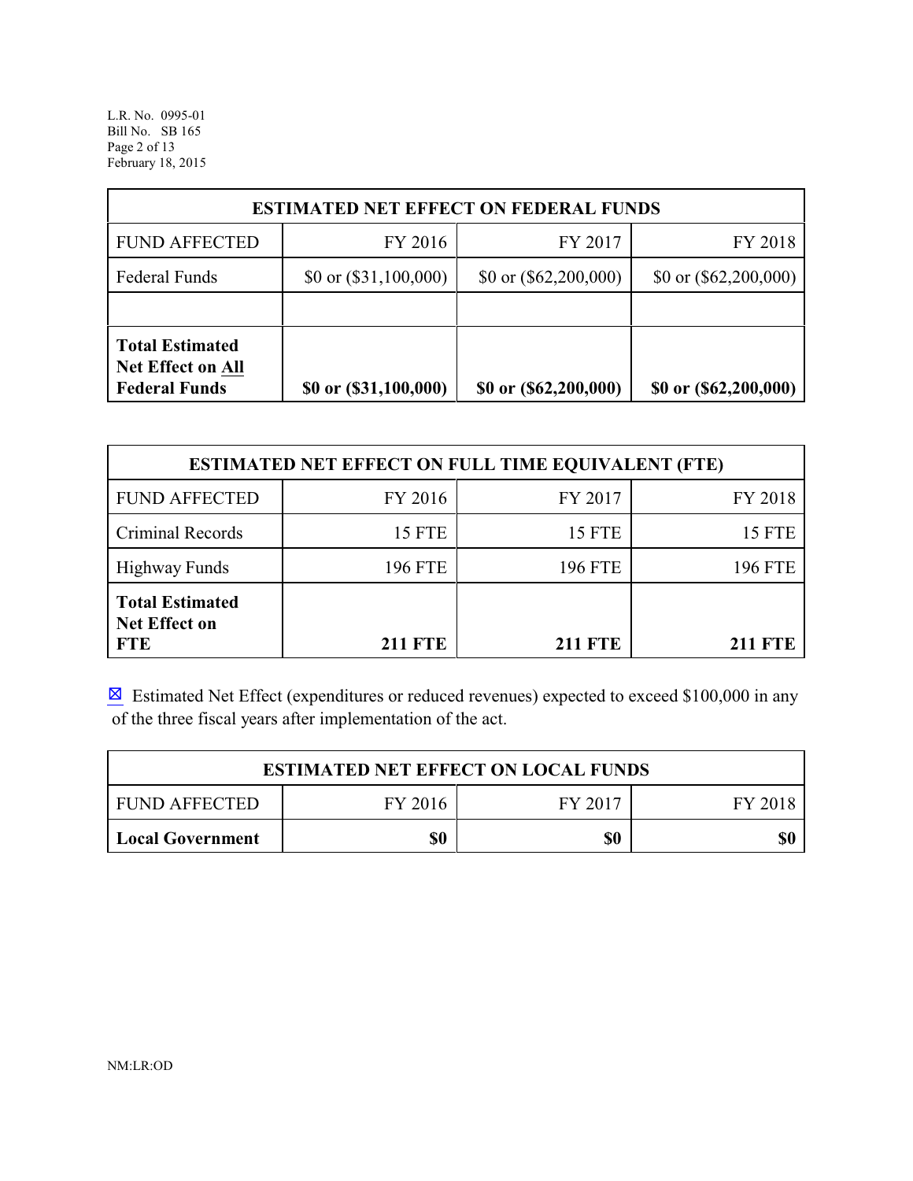| ESTIMATED NET EFFECT ON FEDERAL FUNDS | | | |
|---|---|---|---|
| FUND AFFECTED | FY 2016 | FY 2017 | FY 2018 |
| Federal Funds | $0 or ($31,100,000) | $0 or ($62,200,000) | $0 or ($62,200,000) |
| | | | |
| **Total Estimated Net Effect on All Federal Funds** | **$0 or ($31,100,000)** | **$0 or ($62,200,000)** | **$0 or ($62,200,000)** |

| ESTIMATED NET EFFECT ON FULL TIME EQUIVALENT (FTE) | | | |
|---|---|---|---|
| FUND AFFECTED | FY 2016 | FY 2017 | FY 2018 |
| Criminal Records | 15 FTE | 15 FTE | 15 FTE |
| Highway Funds | 196 FTE | 196 FTE | 196 FTE |
| **Total Estimated Net Effect on FTE** | **211 FTE** | **211 FTE** | **211 FTE** |

☒ Estimated Net Effect (expenditures or reduced revenues) expected to exceed $100,000 in any of the three fiscal years after implementation of the act.

| ESTIMATED NET EFFECT ON LOCAL FUNDS | | | |
|---|---|---|---|
| FUND AFFECTED | FY 2016 | FY 2017 | FY 2018 |
| **Local Government** | **$0** | **$0** | **$0** |

NM:LR:OD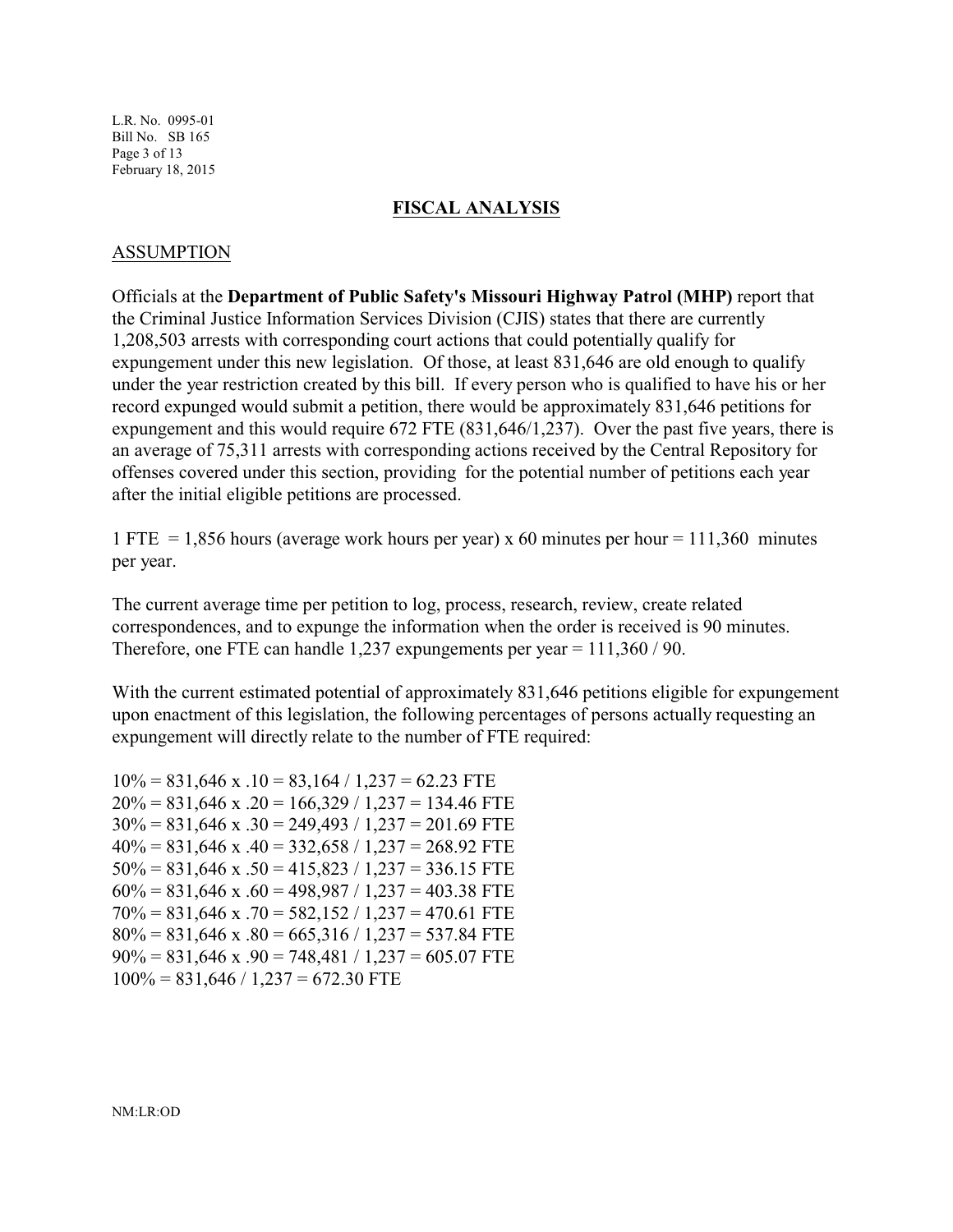## FISCAL ANALYSIS

### ASSUMPTION

Officials at the **Department of Public Safety's Missouri Highway Patrol (MHP)** report that the Criminal Justice Information Services Division (CJIS) states that there are currently 1,208,503 arrests with corresponding court actions that could potentially qualify for expungement under this new legislation. Of those, at least 831,646 are old enough to qualify under the year restriction created by this bill. If every person who is qualified to have his or her record expunged would submit a petition, there would be approximately 831,646 petitions for expungement and this would require 672 FTE (831,646/1,237). Over the past five years, there is an average of 75,311 arrests with corresponding actions received by the Central Repository for offenses covered under this section, providing for the potential number of petitions each year after the initial eligible petitions are processed.

1 FTE = 1,856 hours (average work hours per year) x 60 minutes per hour = 111,360 minutes per year.

The current average time per petition to log, process, research, review, create related correspondences, and to expunge the information when the order is received is 90 minutes. Therefore, one FTE can handle 1,237 expungements per year = 111,360 / 90.

With the current estimated potential of approximately 831,646 petitions eligible for expungement upon enactment of this legislation, the following percentages of persons actually requesting an expungement will directly relate to the number of FTE required:

10% = 831,646 x .10 = 83,164 / 1,237 = 62.23 FTE
20% = 831,646 x .20 = 166,329 / 1,237 = 134.46 FTE
30% = 831,646 x .30 = 249,493 / 1,237 = 201.69 FTE
40% = 831,646 x .40 = 332,658 / 1,237 = 268.92 FTE
50% = 831,646 x .50 = 415,823 / 1,237 = 336.15 FTE
60% = 831,646 x .60 = 498,987 / 1,237 = 403.38 FTE
70% = 831,646 x .70 = 582,152 / 1,237 = 470.61 FTE
80% = 831,646 x .80 = 665,316 / 1,237 = 537.84 FTE
90% = 831,646 x .90 = 748,481 / 1,237 = 605.07 FTE
100% = 831,646 / 1,237 = 672.30 FTE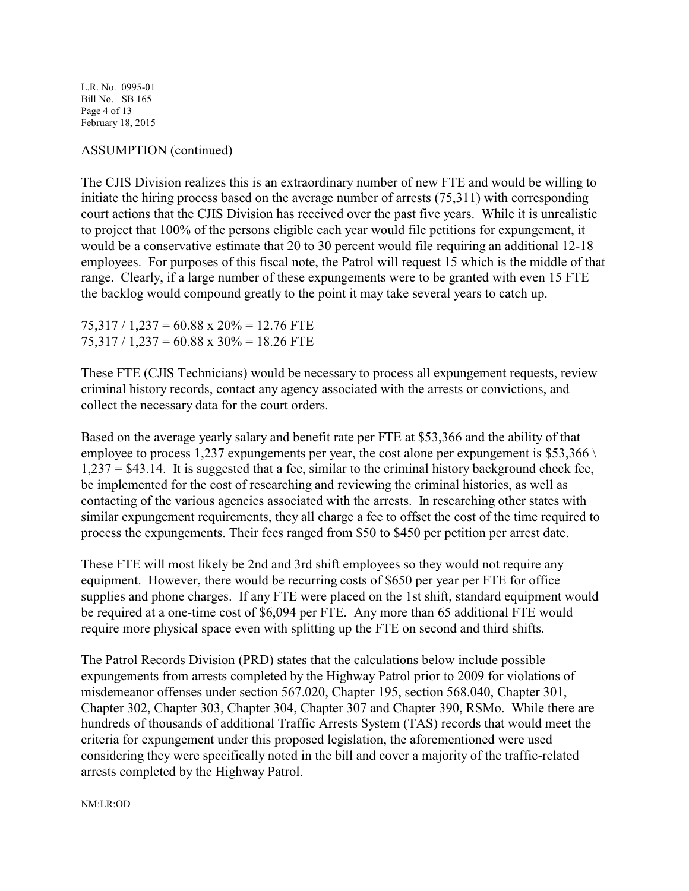ASSUMPTION (continued)

The CJIS Division realizes this is an extraordinary number of new FTE and would be willing to initiate the hiring process based on the average number of arrests (75,311) with corresponding court actions that the CJIS Division has received over the past five years. While it is unrealistic to project that 100% of the persons eligible each year would file petitions for expungement, it would be a conservative estimate that 20 to 30 percent would file requiring an additional 12-18 employees. For purposes of this fiscal note, the Patrol will request 15 which is the middle of that range. Clearly, if a large number of these expungements were to be granted with even 15 FTE the backlog would compound greatly to the point it may take several years to catch up.

75,317 / 1,237 = 60.88 x 20% = 12.76 FTE
75,317 / 1,237 = 60.88 x 30% = 18.26 FTE

These FTE (CJIS Technicians) would be necessary to process all expungement requests, review criminal history records, contact any agency associated with the arrests or convictions, and collect the necessary data for the court orders.

Based on the average yearly salary and benefit rate per FTE at $53,366 and the ability of that employee to process 1,237 expungements per year, the cost alone per expungement is $53,366 \ 1,237 = $43.14. It is suggested that a fee, similar to the criminal history background check fee, be implemented for the cost of researching and reviewing the criminal histories, as well as contacting of the various agencies associated with the arrests. In researching other states with similar expungement requirements, they all charge a fee to offset the cost of the time required to process the expungements. Their fees ranged from $50 to $450 per petition per arrest date.

These FTE will most likely be 2nd and 3rd shift employees so they would not require any equipment. However, there would be recurring costs of $650 per year per FTE for office supplies and phone charges. If any FTE were placed on the 1st shift, standard equipment would be required at a one-time cost of $6,094 per FTE. Any more than 65 additional FTE would require more physical space even with splitting up the FTE on second and third shifts.

The Patrol Records Division (PRD) states that the calculations below include possible expungements from arrests completed by the Highway Patrol prior to 2009 for violations of misdemeanor offenses under section 567.020, Chapter 195, section 568.040, Chapter 301, Chapter 302, Chapter 303, Chapter 304, Chapter 307 and Chapter 390, RSMo. While there are hundreds of thousands of additional Traffic Arrests System (TAS) records that would meet the criteria for expungement under this proposed legislation, the aforementioned were used considering they were specifically noted in the bill and cover a majority of the traffic-related arrests completed by the Highway Patrol.

NM:LR:OD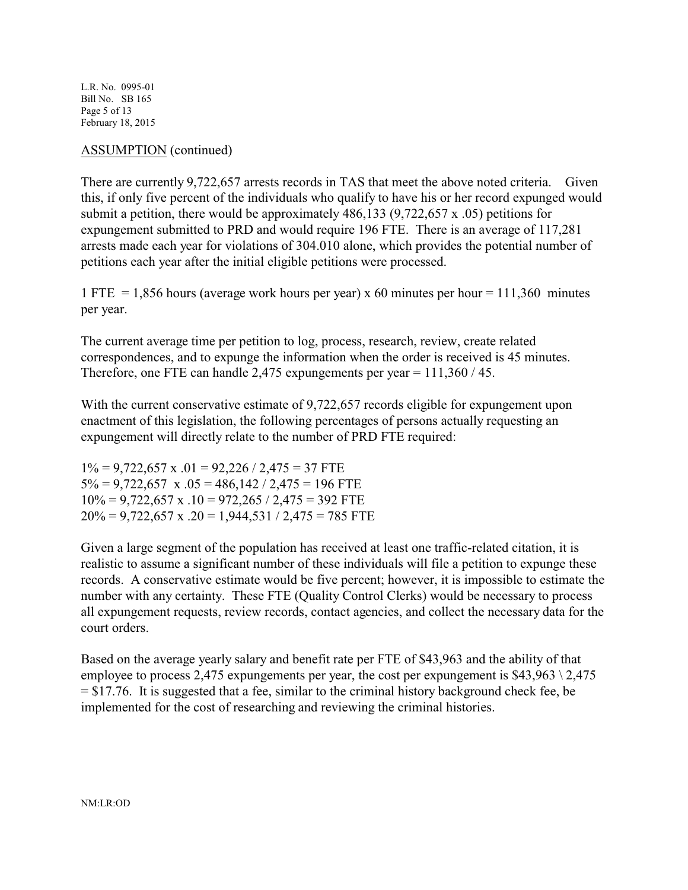ASSUMPTION (continued)

There are currently 9,722,657 arrests records in TAS that meet the above noted criteria. Given this, if only five percent of the individuals who qualify to have his or her record expunged would submit a petition, there would be approximately 486,133 (9,722,657 x .05) petitions for expungement submitted to PRD and would require 196 FTE. There is an average of 117,281 arrests made each year for violations of 304.010 alone, which provides the potential number of petitions each year after the initial eligible petitions were processed.

1 FTE = 1,856 hours (average work hours per year) x 60 minutes per hour = 111,360 minutes per year.

The current average time per petition to log, process, research, review, create related correspondences, and to expunge the information when the order is received is 45 minutes. Therefore, one FTE can handle 2,475 expungements per year = 111,360 / 45.

With the current conservative estimate of 9,722,657 records eligible for expungement upon enactment of this legislation, the following percentages of persons actually requesting an expungement will directly relate to the number of PRD FTE required:

1% = 9,722,657 x .01 = 92,226 / 2,475 = 37 FTE
5% = 9,722,657 x .05 = 486,142 / 2,475 = 196 FTE
10% = 9,722,657 x .10 = 972,265 / 2,475 = 392 FTE
20% = 9,722,657 x .20 = 1,944,531 / 2,475 = 785 FTE

Given a large segment of the population has received at least one traffic-related citation, it is realistic to assume a significant number of these individuals will file a petition to expunge these records. A conservative estimate would be five percent; however, it is impossible to estimate the number with any certainty. These FTE (Quality Control Clerks) would be necessary to process all expungement requests, review records, contact agencies, and collect the necessary data for the court orders.

Based on the average yearly salary and benefit rate per FTE of $43,963 and the ability of that employee to process 2,475 expungements per year, the cost per expungement is $43,963 \ 2,475 = $17.76. It is suggested that a fee, similar to the criminal history background check fee, be implemented for the cost of researching and reviewing the criminal histories.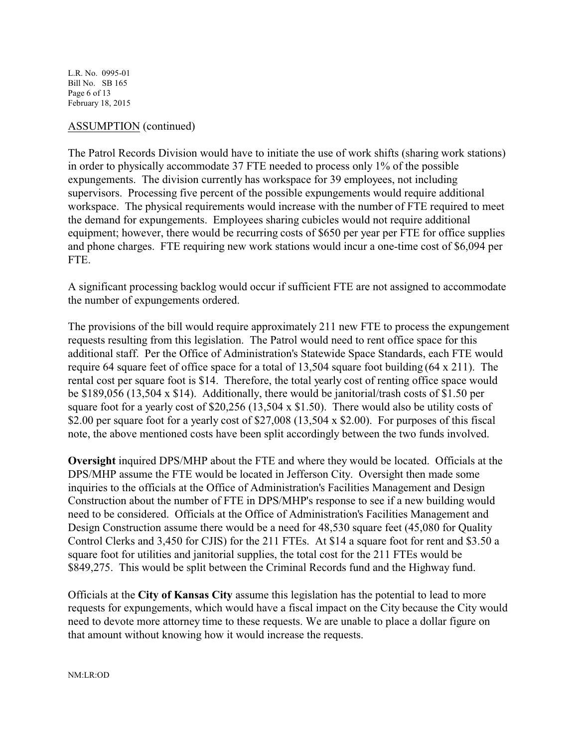ASSUMPTION (continued)

The Patrol Records Division would have to initiate the use of work shifts (sharing work stations) in order to physically accommodate 37 FTE needed to process only 1% of the possible expungements. The division currently has workspace for 39 employees, not including supervisors. Processing five percent of the possible expungements would require additional workspace. The physical requirements would increase with the number of FTE required to meet the demand for expungements. Employees sharing cubicles would not require additional equipment; however, there would be recurring costs of $650 per year per FTE for office supplies and phone charges. FTE requiring new work stations would incur a one-time cost of $6,094 per FTE.

A significant processing backlog would occur if sufficient FTE are not assigned to accommodate the number of expungements ordered.

The provisions of the bill would require approximately 211 new FTE to process the expungement requests resulting from this legislation. The Patrol would need to rent office space for this additional staff. Per the Office of Administration's Statewide Space Standards, each FTE would require 64 square feet of office space for a total of 13,504 square foot building (64 x 211). The rental cost per square foot is $14. Therefore, the total yearly cost of renting office space would be $189,056 (13,504 x $14). Additionally, there would be janitorial/trash costs of $1.50 per square foot for a yearly cost of $20,256 (13,504 x $1.50). There would also be utility costs of $2.00 per square foot for a yearly cost of $27,008 (13,504 x $2.00). For purposes of this fiscal note, the above mentioned costs have been split accordingly between the two funds involved.

**Oversight** inquired DPS/MHP about the FTE and where they would be located. Officials at the DPS/MHP assume the FTE would be located in Jefferson City. Oversight then made some inquiries to the officials at the Office of Administration's Facilities Management and Design Construction about the number of FTE in DPS/MHP's response to see if a new building would need to be considered. Officials at the Office of Administration's Facilities Management and Design Construction assume there would be a need for 48,530 square feet (45,080 for Quality Control Clerks and 3,450 for CJIS) for the 211 FTEs. At $14 a square foot for rent and $3.50 a square foot for utilities and janitorial supplies, the total cost for the 211 FTEs would be $849,275. This would be split between the Criminal Records fund and the Highway fund.

Officials at the **City of Kansas City** assume this legislation has the potential to lead to more requests for expungements, which would have a fiscal impact on the City because the City would need to devote more attorney time to these requests. We are unable to place a dollar figure on that amount without knowing how it would increase the requests.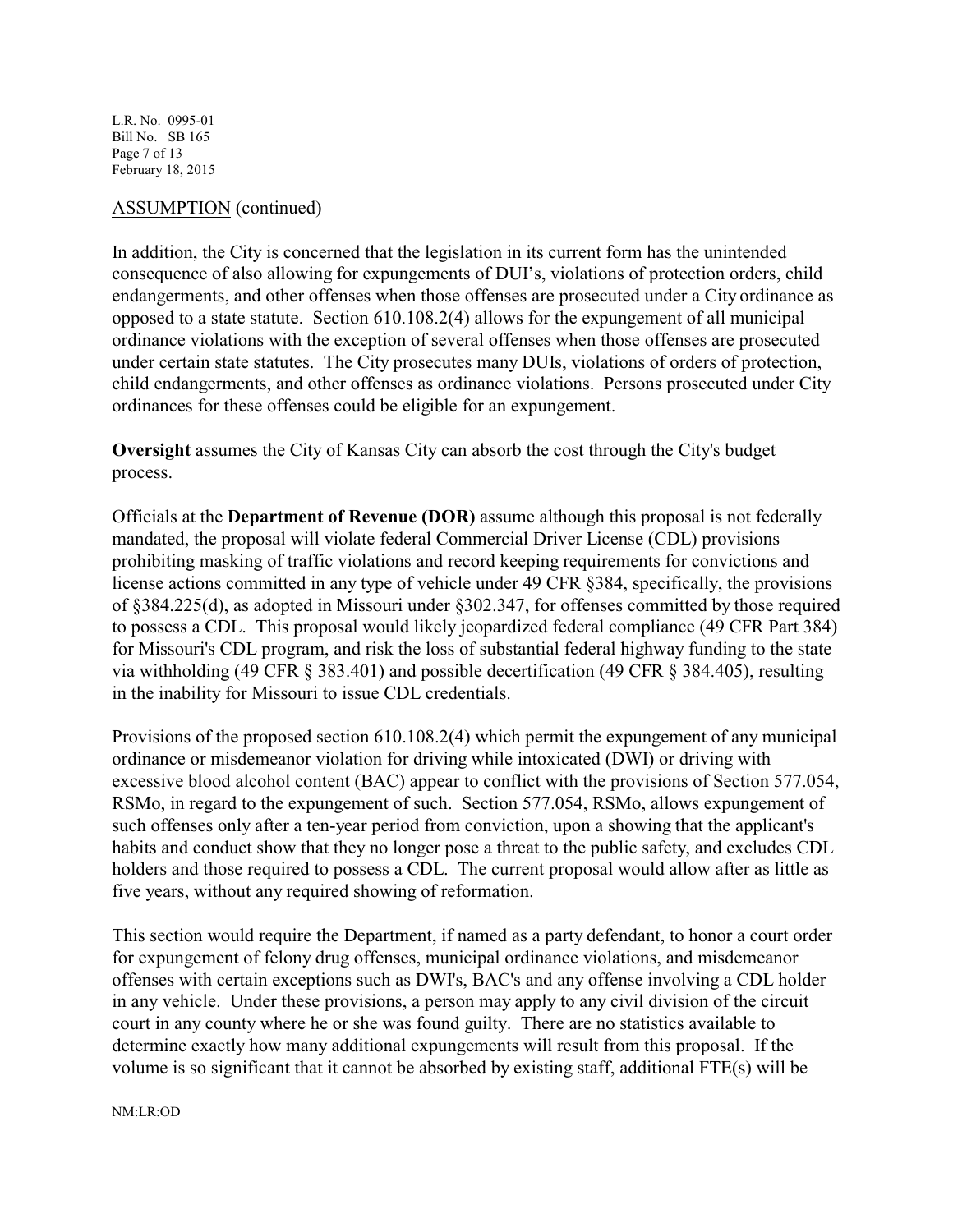ASSUMPTION (continued)

In addition, the City is concerned that the legislation in its current form has the unintended consequence of also allowing for expungements of DUI's, violations of protection orders, child endangerments, and other offenses when those offenses are prosecuted under a City ordinance as opposed to a state statute. Section 610.108.2(4) allows for the expungement of all municipal ordinance violations with the exception of several offenses when those offenses are prosecuted under certain state statutes. The City prosecutes many DUIs, violations of orders of protection, child endangerments, and other offenses as ordinance violations. Persons prosecuted under City ordinances for these offenses could be eligible for an expungement.

**Oversight** assumes the City of Kansas City can absorb the cost through the City's budget process.

Officials at the **Department of Revenue (DOR)** assume although this proposal is not federally mandated, the proposal will violate federal Commercial Driver License (CDL) provisions prohibiting masking of traffic violations and record keeping requirements for convictions and license actions committed in any type of vehicle under 49 CFR §384, specifically, the provisions of §384.225(d), as adopted in Missouri under §302.347, for offenses committed by those required to possess a CDL. This proposal would likely jeopardized federal compliance (49 CFR Part 384) for Missouri's CDL program, and risk the loss of substantial federal highway funding to the state via withholding (49 CFR § 383.401) and possible decertification (49 CFR § 384.405), resulting in the inability for Missouri to issue CDL credentials.

Provisions of the proposed section 610.108.2(4) which permit the expungement of any municipal ordinance or misdemeanor violation for driving while intoxicated (DWI) or driving with excessive blood alcohol content (BAC) appear to conflict with the provisions of Section 577.054, RSMo, in regard to the expungement of such. Section 577.054, RSMo, allows expungement of such offenses only after a ten-year period from conviction, upon a showing that the applicant's habits and conduct show that they no longer pose a threat to the public safety, and excludes CDL holders and those required to possess a CDL. The current proposal would allow after as little as five years, without any required showing of reformation.

This section would require the Department, if named as a party defendant, to honor a court order for expungement of felony drug offenses, municipal ordinance violations, and misdemeanor offenses with certain exceptions such as DWI's, BAC's and any offense involving a CDL holder in any vehicle. Under these provisions, a person may apply to any civil division of the circuit court in any county where he or she was found guilty. There are no statistics available to determine exactly how many additional expungements will result from this proposal. If the volume is so significant that it cannot be absorbed by existing staff, additional FTE(s) will be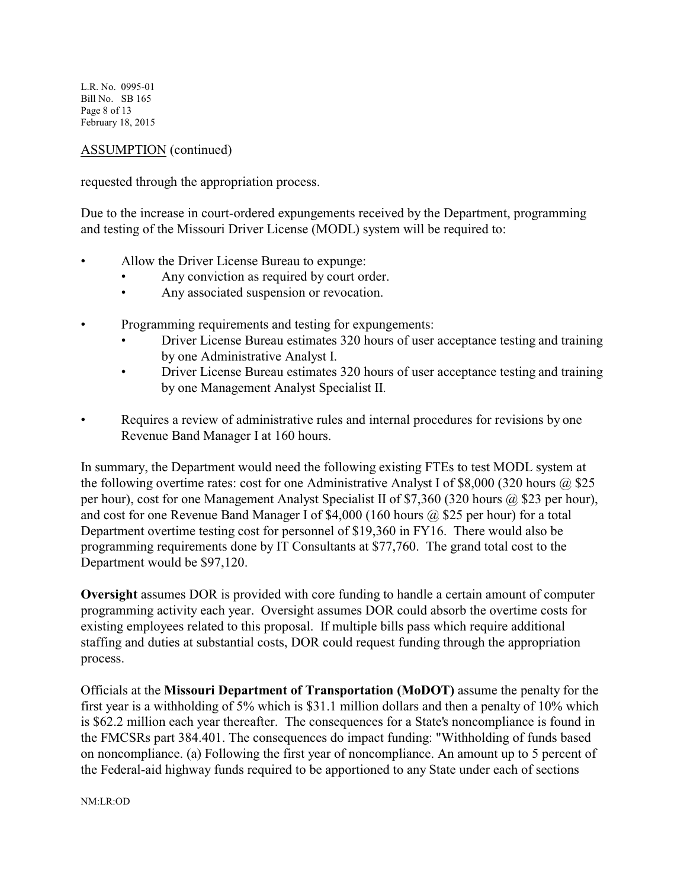ASSUMPTION (continued)

requested through the appropriation process.

Due to the increase in court-ordered expungements received by the Department, programming and testing of the Missouri Driver License (MODL) system will be required to:

- Allow the Driver License Bureau to expunge:
    - Any conviction as required by court order.
    - Any associated suspension or revocation.
- Programming requirements and testing for expungements:
    - Driver License Bureau estimates 320 hours of user acceptance testing and training by one Administrative Analyst I.
    - Driver License Bureau estimates 320 hours of user acceptance testing and training by one Management Analyst Specialist II.
- Requires a review of administrative rules and internal procedures for revisions by one Revenue Band Manager I at 160 hours.

In summary, the Department would need the following existing FTEs to test MODL system at the following overtime rates: cost for one Administrative Analyst I of $8,000 (320 hours @ $25 per hour), cost for one Management Analyst Specialist II of $7,360 (320 hours @ $23 per hour), and cost for one Revenue Band Manager I of $4,000 (160 hours @ $25 per hour) for a total Department overtime testing cost for personnel of $19,360 in FY16. There would also be programming requirements done by IT Consultants at $77,760. The grand total cost to the Department would be $97,120.

**Oversight** assumes DOR is provided with core funding to handle a certain amount of computer programming activity each year. Oversight assumes DOR could absorb the overtime costs for existing employees related to this proposal. If multiple bills pass which require additional staffing and duties at substantial costs, DOR could request funding through the appropriation process.

Officials at the **Missouri Department of Transportation (MoDOT)** assume the penalty for the first year is a withholding of 5% which is $31.1 million dollars and then a penalty of 10% which is $62.2 million each year thereafter. The consequences for a State's noncompliance is found in the FMCSRs part 384.401. The consequences do impact funding: "Withholding of funds based on noncompliance. (a) Following the first year of noncompliance. An amount up to 5 percent of the Federal-aid highway funds required to be apportioned to any State under each of sections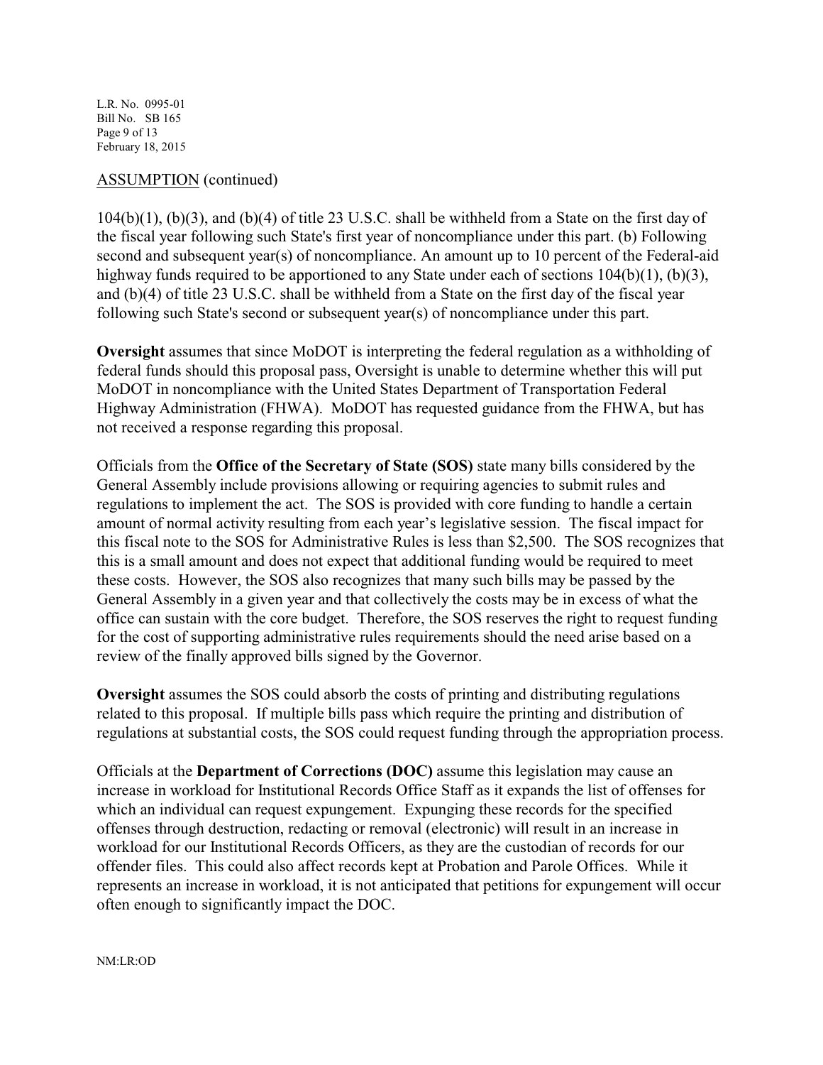ASSUMPTION (continued)

104(b)(1), (b)(3), and (b)(4) of title 23 U.S.C. shall be withheld from a State on the first day of the fiscal year following such State's first year of noncompliance under this part. (b) Following second and subsequent year(s) of noncompliance. An amount up to 10 percent of the Federal-aid highway funds required to be apportioned to any State under each of sections 104(b)(1), (b)(3), and (b)(4) of title 23 U.S.C. shall be withheld from a State on the first day of the fiscal year following such State's second or subsequent year(s) of noncompliance under this part.

**Oversight** assumes that since MoDOT is interpreting the federal regulation as a withholding of federal funds should this proposal pass, Oversight is unable to determine whether this will put MoDOT in noncompliance with the United States Department of Transportation Federal Highway Administration (FHWA). MoDOT has requested guidance from the FHWA, but has not received a response regarding this proposal.

Officials from the **Office of the Secretary of State (SOS)** state many bills considered by the General Assembly include provisions allowing or requiring agencies to submit rules and regulations to implement the act. The SOS is provided with core funding to handle a certain amount of normal activity resulting from each year's legislative session. The fiscal impact for this fiscal note to the SOS for Administrative Rules is less than $2,500. The SOS recognizes that this is a small amount and does not expect that additional funding would be required to meet these costs. However, the SOS also recognizes that many such bills may be passed by the General Assembly in a given year and that collectively the costs may be in excess of what the office can sustain with the core budget. Therefore, the SOS reserves the right to request funding for the cost of supporting administrative rules requirements should the need arise based on a review of the finally approved bills signed by the Governor.

**Oversight** assumes the SOS could absorb the costs of printing and distributing regulations related to this proposal. If multiple bills pass which require the printing and distribution of regulations at substantial costs, the SOS could request funding through the appropriation process.

Officials at the **Department of Corrections (DOC)** assume this legislation may cause an increase in workload for Institutional Records Office Staff as it expands the list of offenses for which an individual can request expungement. Expunging these records for the specified offenses through destruction, redacting or removal (electronic) will result in an increase in workload for our Institutional Records Officers, as they are the custodian of records for our offender files. This could also affect records kept at Probation and Parole Offices. While it represents an increase in workload, it is not anticipated that petitions for expungement will occur often enough to significantly impact the DOC.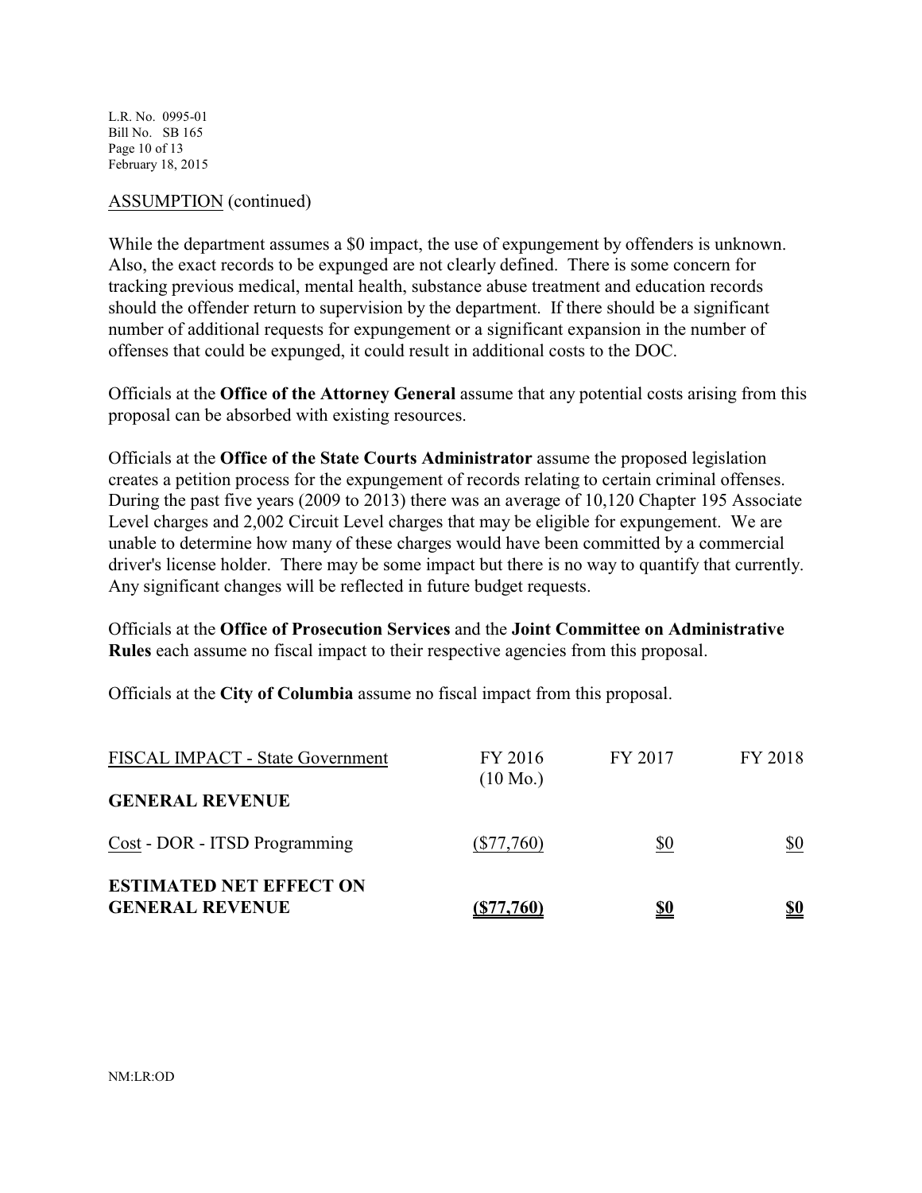ASSUMPTION (continued)

While the department assumes a $0 impact, the use of expungement by offenders is unknown. Also, the exact records to be expunged are not clearly defined. There is some concern for tracking previous medical, mental health, substance abuse treatment and education records should the offender return to supervision by the department. If there should be a significant number of additional requests for expungement or a significant expansion in the number of offenses that could be expunged, it could result in additional costs to the DOC.

Officials at the **Office of the Attorney General** assume that any potential costs arising from this proposal can be absorbed with existing resources.

Officials at the **Office of the State Courts Administrator** assume the proposed legislation creates a petition process for the expungement of records relating to certain criminal offenses. During the past five years (2009 to 2013) there was an average of 10,120 Chapter 195 Associate Level charges and 2,002 Circuit Level charges that may be eligible for expungement. We are unable to determine how many of these charges would have been committed by a commercial driver's license holder. There may be some impact but there is no way to quantify that currently. Any significant changes will be reflected in future budget requests.

Officials at the **Office of Prosecution Services** and the **Joint Committee on Administrative Rules** each assume no fiscal impact to their respective agencies from this proposal.

Officials at the **City of Columbia** assume no fiscal impact from this proposal.

| FISCAL IMPACT - State Government | FY 2016 (10 Mo.) | FY 2017 | FY 2018 |
|---|---|---|---|
| **GENERAL REVENUE** | | | |
| Cost - DOR - ITSD Programming | ($77,760) | $0 | $0 |
| **ESTIMATED NET EFFECT ON GENERAL REVENUE** | **($77,760)** | **$0** | **$0** |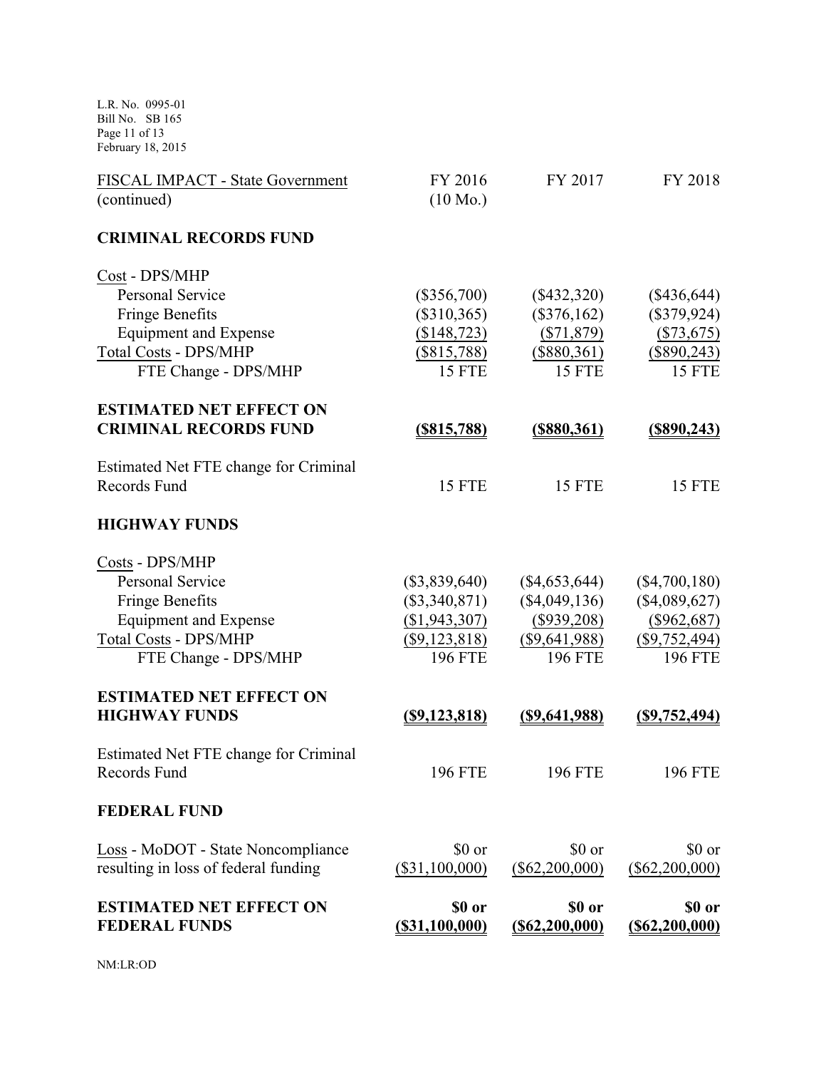| FISCAL IMPACT - State Government (continued) | FY 2016 (10 Mo.) | FY 2017 | FY 2018 |
|---|---|---|---|
| **CRIMINAL RECORDS FUND** | | | |
| Cost - DPS/MHP | | | |
| Personal Service | ($356,700) | ($432,320) | ($436,644) |
| Fringe Benefits | ($310,365) | ($376,162) | ($379,924) |
| Equipment and Expense | ($148,723) | ($71,879) | ($73,675) |
| Total Costs - DPS/MHP | ($815,788) | ($880,361) | ($890,243) |
| FTE Change - DPS/MHP | 15 FTE | 15 FTE | 15 FTE |
| **ESTIMATED NET EFFECT ON CRIMINAL RECORDS FUND** | **($815,788)** | **($880,361)** | **($890,243)** |
| Estimated Net FTE change for Criminal Records Fund | 15 FTE | 15 FTE | 15 FTE |
| **HIGHWAY FUNDS** | | | |
| Costs - DPS/MHP | | | |
| Personal Service | ($3,839,640) | ($4,653,644) | ($4,700,180) |
| Fringe Benefits | ($3,340,871) | ($4,049,136) | ($4,089,627) |
| Equipment and Expense | ($1,943,307) | ($939,208) | ($962,687) |
| Total Costs - DPS/MHP | ($9,123,818) | ($9,641,988) | ($9,752,494) |
| FTE Change - DPS/MHP | 196 FTE | 196 FTE | 196 FTE |
| **ESTIMATED NET EFFECT ON HIGHWAY FUNDS** | **($9,123,818)** | **($9,641,988)** | **($9,752,494)** |
| Estimated Net FTE change for Criminal Records Fund | 196 FTE | 196 FTE | 196 FTE |
| **FEDERAL FUND** | | | |
| Loss - MoDOT - State Noncompliance resulting in loss of federal funding | $0 or ($31,100,000) | $0 or ($62,200,000) | $0 or ($62,200,000) |
| **ESTIMATED NET EFFECT ON FEDERAL FUNDS** | **$0 or ($31,100,000)** | **$0 or ($62,200,000)** | **$0 or ($62,200,000)** |

NM:LR:OD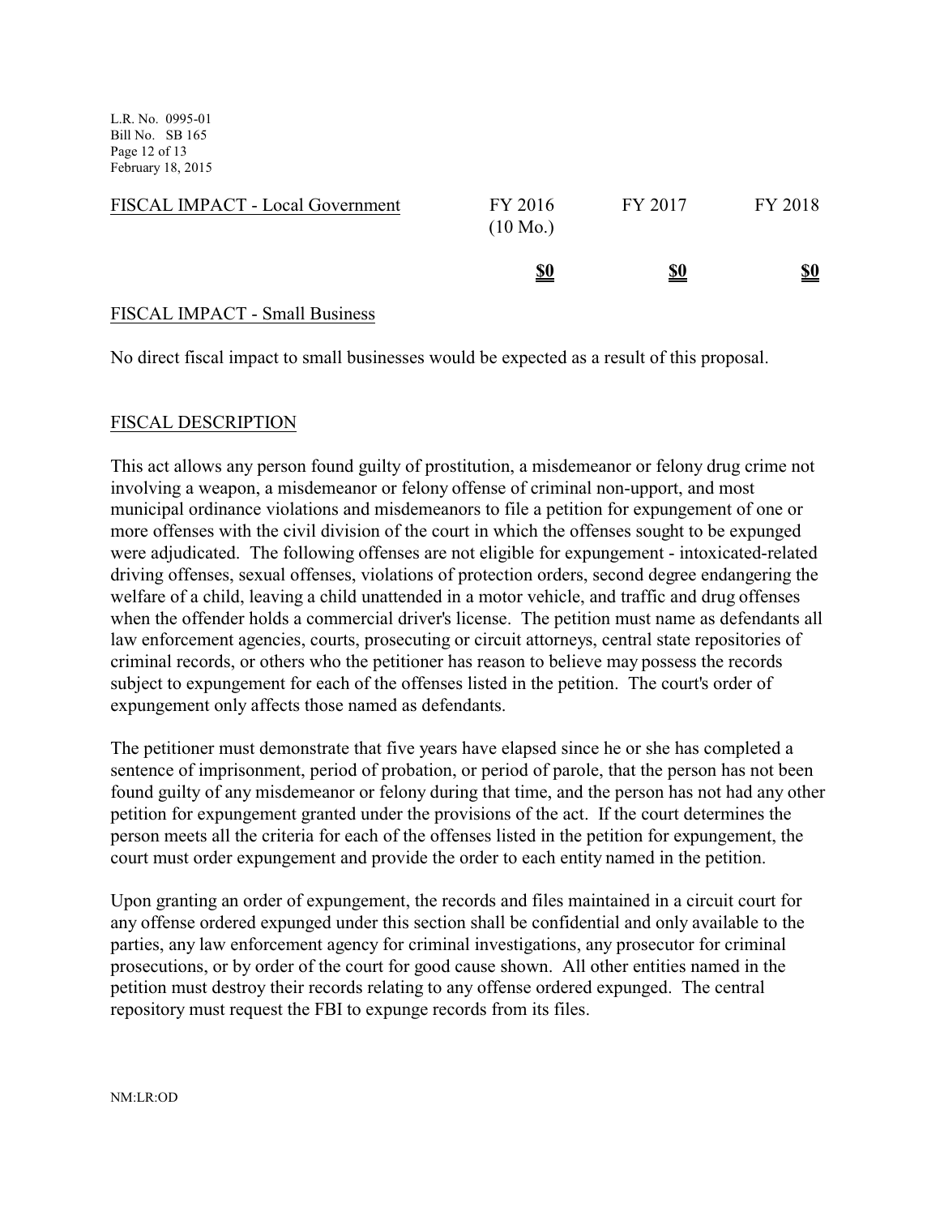| FISCAL IMPACT - Local Government | FY 2016 (10 Mo.) | FY 2017 | FY 2018 |
|---|---|---|---|
| | **$0** | **$0** | **$0** |

FISCAL IMPACT - Small Business

No direct fiscal impact to small businesses would be expected as a result of this proposal.

FISCAL DESCRIPTION

This act allows any person found guilty of prostitution, a misdemeanor or felony drug crime not involving a weapon, a misdemeanor or felony offense of criminal non-upport, and most municipal ordinance violations and misdemeanors to file a petition for expungement of one or more offenses with the civil division of the court in which the offenses sought to be expunged were adjudicated. The following offenses are not eligible for expungement - intoxicated-related driving offenses, sexual offenses, violations of protection orders, second degree endangering the welfare of a child, leaving a child unattended in a motor vehicle, and traffic and drug offenses when the offender holds a commercial driver's license. The petition must name as defendants all law enforcement agencies, courts, prosecuting or circuit attorneys, central state repositories of criminal records, or others who the petitioner has reason to believe may possess the records subject to expungement for each of the offenses listed in the petition. The court's order of expungement only affects those named as defendants.

The petitioner must demonstrate that five years have elapsed since he or she has completed a sentence of imprisonment, period of probation, or period of parole, that the person has not been found guilty of any misdemeanor or felony during that time, and the person has not had any other petition for expungement granted under the provisions of the act. If the court determines the person meets all the criteria for each of the offenses listed in the petition for expungement, the court must order expungement and provide the order to each entity named in the petition.

Upon granting an order of expungement, the records and files maintained in a circuit court for any offense ordered expunged under this section shall be confidential and only available to the parties, any law enforcement agency for criminal investigations, any prosecutor for criminal prosecutions, or by order of the court for good cause shown. All other entities named in the petition must destroy their records relating to any offense ordered expunged. The central repository must request the FBI to expunge records from its files.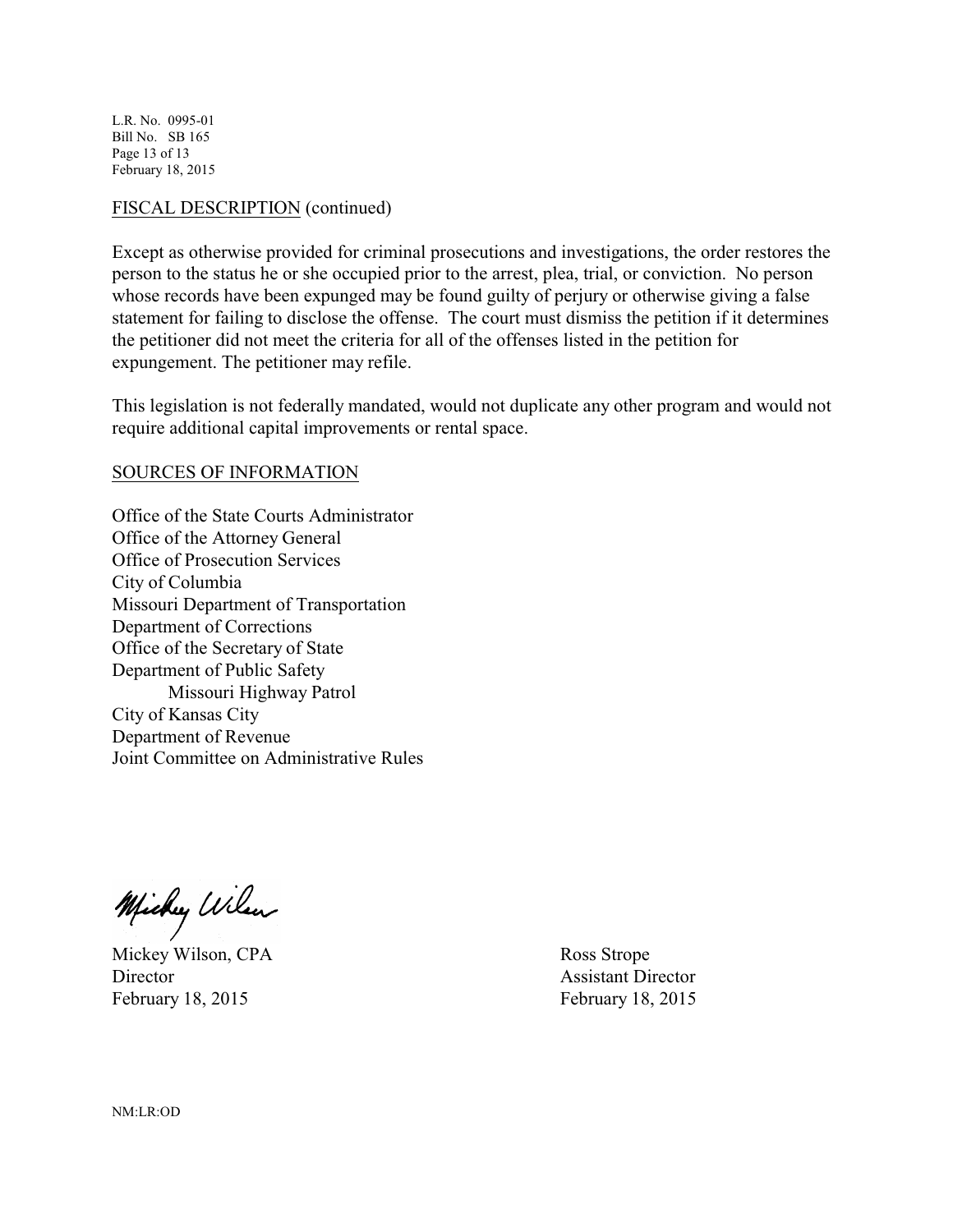FISCAL DESCRIPTION (continued)

Except as otherwise provided for criminal prosecutions and investigations, the order restores the person to the status he or she occupied prior to the arrest, plea, trial, or conviction. No person whose records have been expunged may be found guilty of perjury or otherwise giving a false statement for failing to disclose the offense. The court must dismiss the petition if it determines the petitioner did not meet the criteria for all of the offenses listed in the petition for expungement. The petitioner may refile.

This legislation is not federally mandated, would not duplicate any other program and would not require additional capital improvements or rental space.

SOURCES OF INFORMATION

Office of the State Courts Administrator
Office of the Attorney General
Office of Prosecution Services
City of Columbia
Missouri Department of Transportation
Department of Corrections
Office of the Secretary of State
Department of Public Safety
    Missouri Highway Patrol
City of Kansas City
Department of Revenue
Joint Committee on Administrative Rules

Mickey Wilson, CPA
Director
February 18, 2015

Ross Strope
Assistant Director
February 18, 2015

NM:LR:OD